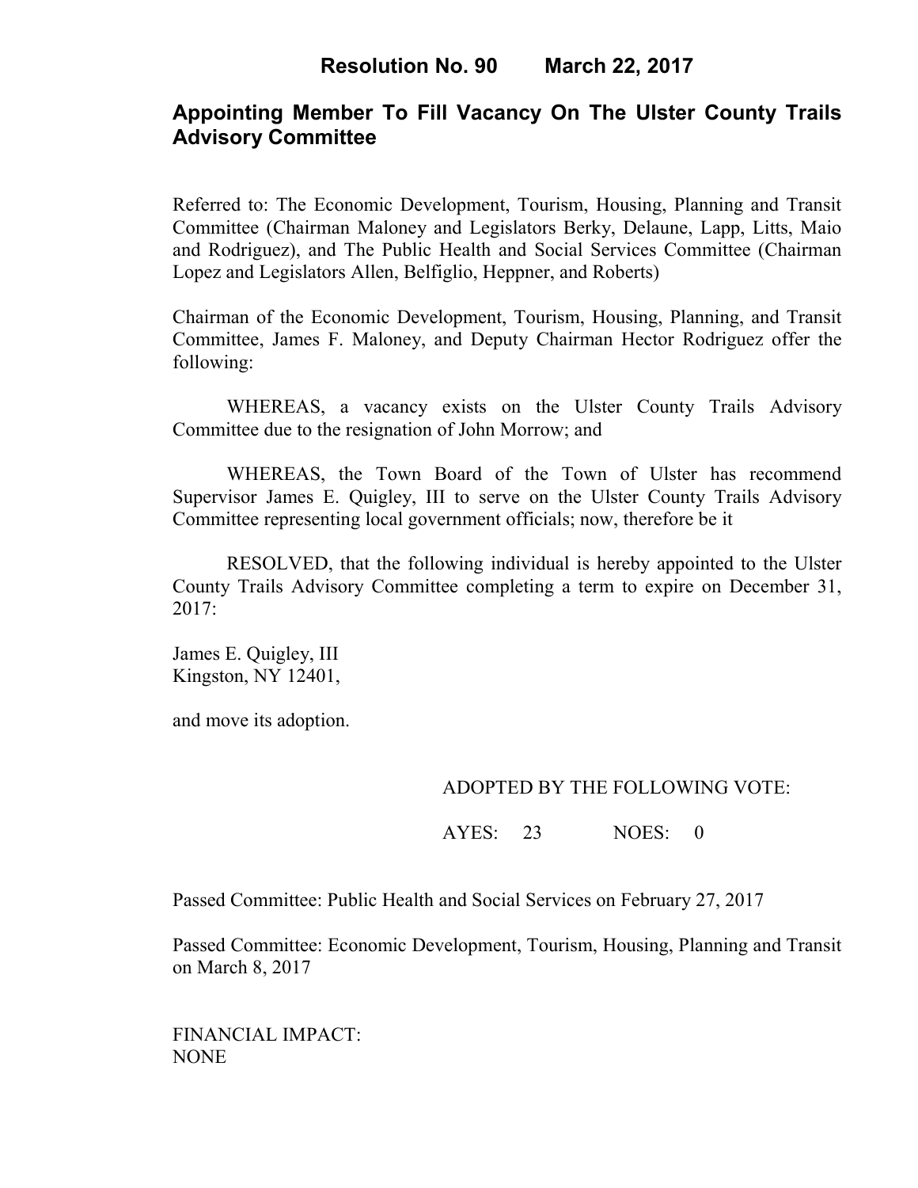# Resolution No. 90 March 22, 2017

## Appointing Member To Fill Vacancy On The Ulster County Trails Advisory Committee

Referred to: The Economic Development, Tourism, Housing, Planning and Transit Committee (Chairman Maloney and Legislators Berky, Delaune, Lapp, Litts, Maio and Rodriguez), and The Public Health and Social Services Committee (Chairman Lopez and Legislators Allen, Belfiglio, Heppner, and Roberts)

Chairman of the Economic Development, Tourism, Housing, Planning, and Transit Committee, James F. Maloney, and Deputy Chairman Hector Rodriguez offer the following:

WHEREAS, a vacancy exists on the Ulster County Trails Advisory Committee due to the resignation of John Morrow; and

WHEREAS, the Town Board of the Town of Ulster has recommend Supervisor James E. Quigley, III to serve on the Ulster County Trails Advisory Committee representing local government officials; now, therefore be it

RESOLVED, that the following individual is hereby appointed to the Ulster County Trails Advisory Committee completing a term to expire on December 31, 2017:

James E. Quigley, III
Kingston, NY 12401,

and move its adoption.

ADOPTED BY THE FOLLOWING VOTE:

AYES: 23 NOES: 0

Passed Committee: Public Health and Social Services on February 27, 2017

Passed Committee: Economic Development, Tourism, Housing, Planning and Transit on March 8, 2017

FINANCIAL IMPACT:
NONE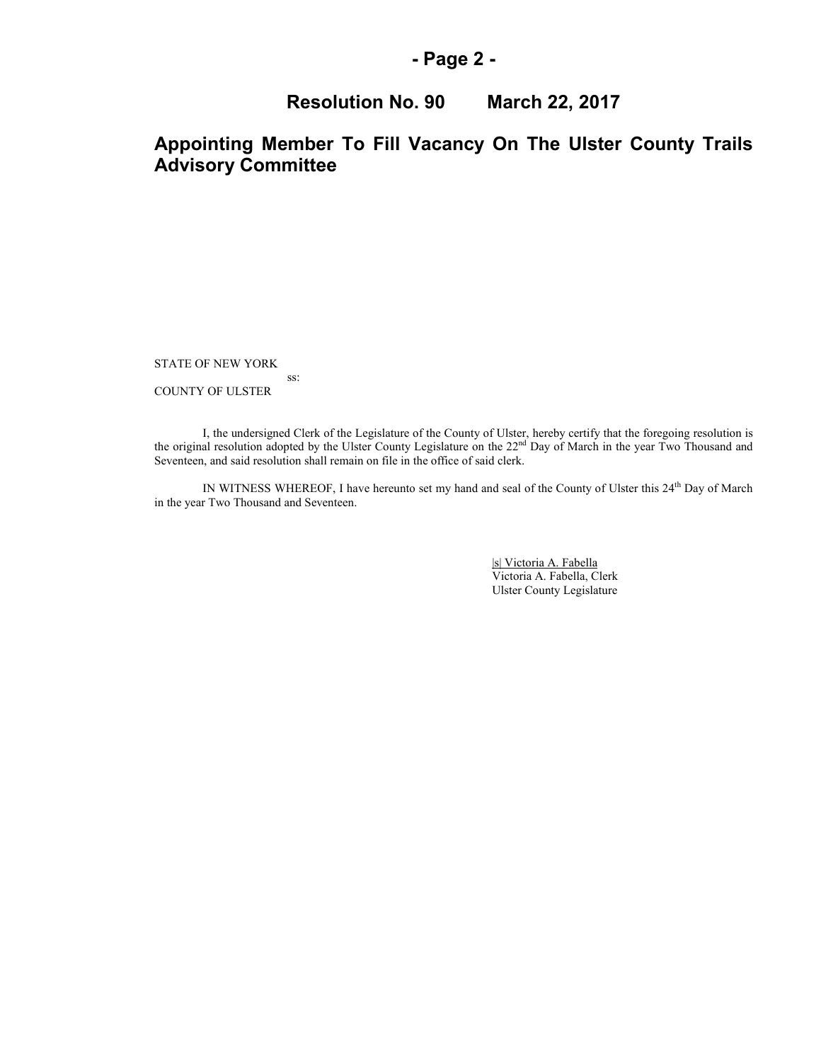## Resolution No. 90 March 22, 2017

## Appointing Member To Fill Vacancy On The Ulster County Trails Advisory Committee

STATE OF NEW YORK
ss:
COUNTY OF ULSTER

I, the undersigned Clerk of the Legislature of the County of Ulster, hereby certify that the foregoing resolution is the original resolution adopted by the Ulster County Legislature on the 22nd Day of March in the year Two Thousand and Seventeen, and said resolution shall remain on file in the office of said clerk.

IN WITNESS WHEREOF, I have hereunto set my hand and seal of the County of Ulster this 24th Day of March in the year Two Thousand and Seventeen.

|s| Victoria A. Fabella
Victoria A. Fabella, Clerk
Ulster County Legislature